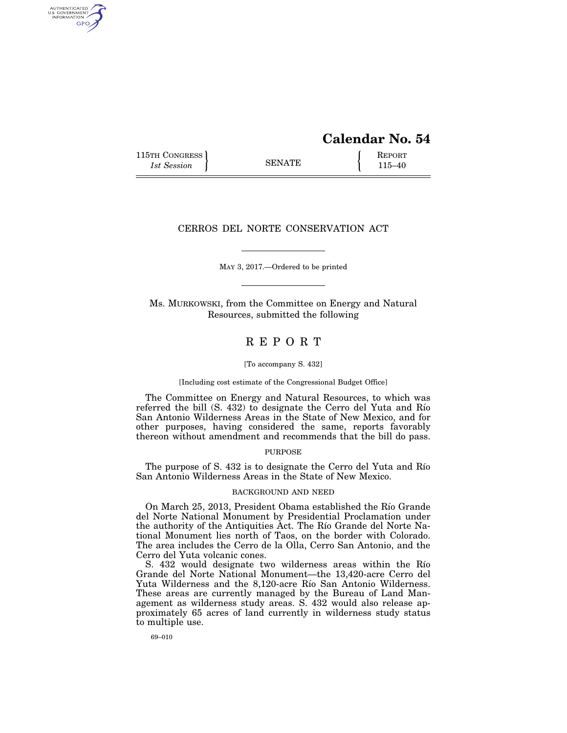# Calendar No. 54

115TH CONGRESS
*1st Session*

SENATE

REPORT
115–40

## CERROS DEL NORTE CONSERVATION ACT

MAY 3, 2017.—Ordered to be printed

Ms. MURKOWSKI, from the Committee on Energy and Natural Resources, submitted the following

## R E P O R T

[To accompany S. 432]

[Including cost estimate of the Congressional Budget Office]

The Committee on Energy and Natural Resources, to which was referred the bill (S. 432) to designate the Cerro del Yuta and Río San Antonio Wilderness Areas in the State of New Mexico, and for other purposes, having considered the same, reports favorably thereon without amendment and recommends that the bill do pass.

### PURPOSE

The purpose of S. 432 is to designate the Cerro del Yuta and Río San Antonio Wilderness Areas in the State of New Mexico.

### BACKGROUND AND NEED

On March 25, 2013, President Obama established the Río Grande del Norte National Monument by Presidential Proclamation under the authority of the Antiquities Act. The Río Grande del Norte National Monument lies north of Taos, on the border with Colorado. The area includes the Cerro de la Olla, Cerro San Antonio, and the Cerro del Yuta volcanic cones.

S. 432 would designate two wilderness areas within the Río Grande del Norte National Monument—the 13,420-acre Cerro del Yuta Wilderness and the 8,120-acre Río San Antonio Wilderness. These areas are currently managed by the Bureau of Land Management as wilderness study areas. S. 432 would also release approximately 65 acres of land currently in wilderness study status to multiple use.

69–010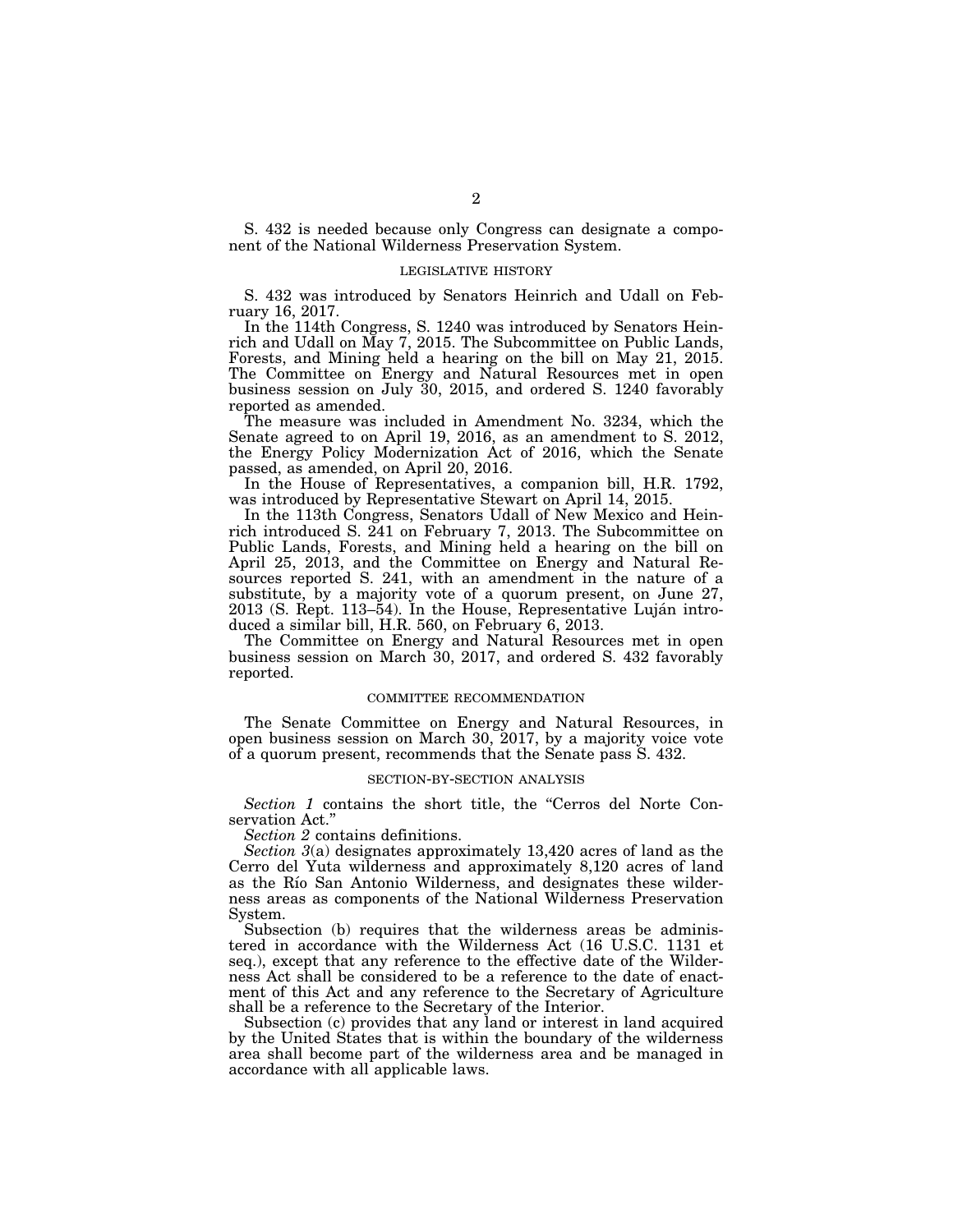S. 432 is needed because only Congress can designate a component of the National Wilderness Preservation System.

## LEGISLATIVE HISTORY

S. 432 was introduced by Senators Heinrich and Udall on February 16, 2017.

In the 114th Congress, S. 1240 was introduced by Senators Heinrich and Udall on May 7, 2015. The Subcommittee on Public Lands, Forests, and Mining held a hearing on the bill on May 21, 2015. The Committee on Energy and Natural Resources met in open business session on July 30, 2015, and ordered S. 1240 favorably reported as amended.

The measure was included in Amendment No. 3234, which the Senate agreed to on April 19, 2016, as an amendment to S. 2012, the Energy Policy Modernization Act of 2016, which the Senate passed, as amended, on April 20, 2016.

In the House of Representatives, a companion bill, H.R. 1792, was introduced by Representative Stewart on April 14, 2015.

In the 113th Congress, Senators Udall of New Mexico and Heinrich introduced S. 241 on February 7, 2013. The Subcommittee on Public Lands, Forests, and Mining held a hearing on the bill on April 25, 2013, and the Committee on Energy and Natural Resources reported S. 241, with an amendment in the nature of a substitute, by a majority vote of a quorum present, on June 27, 2013 (S. Rept. 113–54). In the House, Representative Luján introduced a similar bill, H.R. 560, on February 6, 2013.

The Committee on Energy and Natural Resources met in open business session on March 30, 2017, and ordered S. 432 favorably reported.

## COMMITTEE RECOMMENDATION

The Senate Committee on Energy and Natural Resources, in open business session on March 30, 2017, by a majority voice vote of a quorum present, recommends that the Senate pass S. 432.

## SECTION-BY-SECTION ANALYSIS

*Section 1* contains the short title, the "Cerros del Norte Conservation Act."

*Section 2* contains definitions.

*Section 3*(a) designates approximately 13,420 acres of land as the Cerro del Yuta wilderness and approximately 8,120 acres of land as the Río San Antonio Wilderness, and designates these wilderness areas as components of the National Wilderness Preservation System.

Subsection (b) requires that the wilderness areas be administered in accordance with the Wilderness Act (16 U.S.C. 1131 et seq.), except that any reference to the effective date of the Wilderness Act shall be considered to be a reference to the date of enactment of this Act and any reference to the Secretary of Agriculture shall be a reference to the Secretary of the Interior.

Subsection (c) provides that any land or interest in land acquired by the United States that is within the boundary of the wilderness area shall become part of the wilderness area and be managed in accordance with all applicable laws.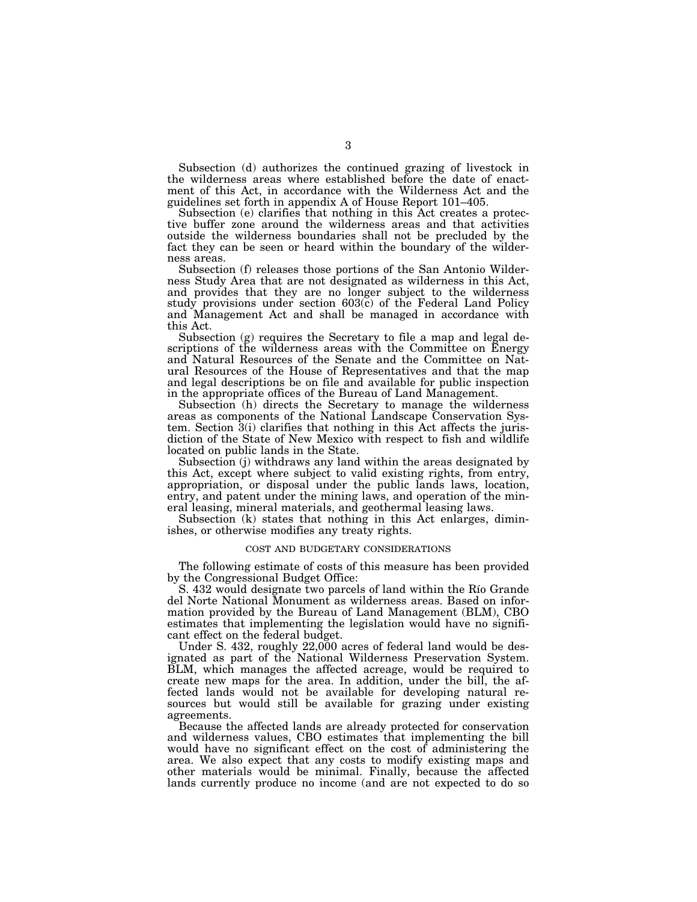Subsection (d) authorizes the continued grazing of livestock in the wilderness areas where established before the date of enactment of this Act, in accordance with the Wilderness Act and the guidelines set forth in appendix A of House Report 101–405.

Subsection (e) clarifies that nothing in this Act creates a protective buffer zone around the wilderness areas and that activities outside the wilderness boundaries shall not be precluded by the fact they can be seen or heard within the boundary of the wilderness areas.

Subsection (f) releases those portions of the San Antonio Wilderness Study Area that are not designated as wilderness in this Act, and provides that they are no longer subject to the wilderness study provisions under section 603(c) of the Federal Land Policy and Management Act and shall be managed in accordance with this Act.

Subsection (g) requires the Secretary to file a map and legal descriptions of the wilderness areas with the Committee on Energy and Natural Resources of the Senate and the Committee on Natural Resources of the House of Representatives and that the map and legal descriptions be on file and available for public inspection in the appropriate offices of the Bureau of Land Management.

Subsection (h) directs the Secretary to manage the wilderness areas as components of the National Landscape Conservation System. Section 3(i) clarifies that nothing in this Act affects the jurisdiction of the State of New Mexico with respect to fish and wildlife located on public lands in the State.

Subsection (j) withdraws any land within the areas designated by this Act, except where subject to valid existing rights, from entry, appropriation, or disposal under the public lands laws, location, entry, and patent under the mining laws, and operation of the mineral leasing, mineral materials, and geothermal leasing laws.

Subsection (k) states that nothing in this Act enlarges, diminishes, or otherwise modifies any treaty rights.

## COST AND BUDGETARY CONSIDERATIONS

The following estimate of costs of this measure has been provided by the Congressional Budget Office:

S. 432 would designate two parcels of land within the Río Grande del Norte National Monument as wilderness areas. Based on information provided by the Bureau of Land Management (BLM), CBO estimates that implementing the legislation would have no significant effect on the federal budget.

Under S. 432, roughly 22,000 acres of federal land would be designated as part of the National Wilderness Preservation System. BLM, which manages the affected acreage, would be required to create new maps for the area. In addition, under the bill, the affected lands would not be available for developing natural resources but would still be available for grazing under existing agreements.

Because the affected lands are already protected for conservation and wilderness values, CBO estimates that implementing the bill would have no significant effect on the cost of administering the area. We also expect that any costs to modify existing maps and other materials would be minimal. Finally, because the affected lands currently produce no income (and are not expected to do so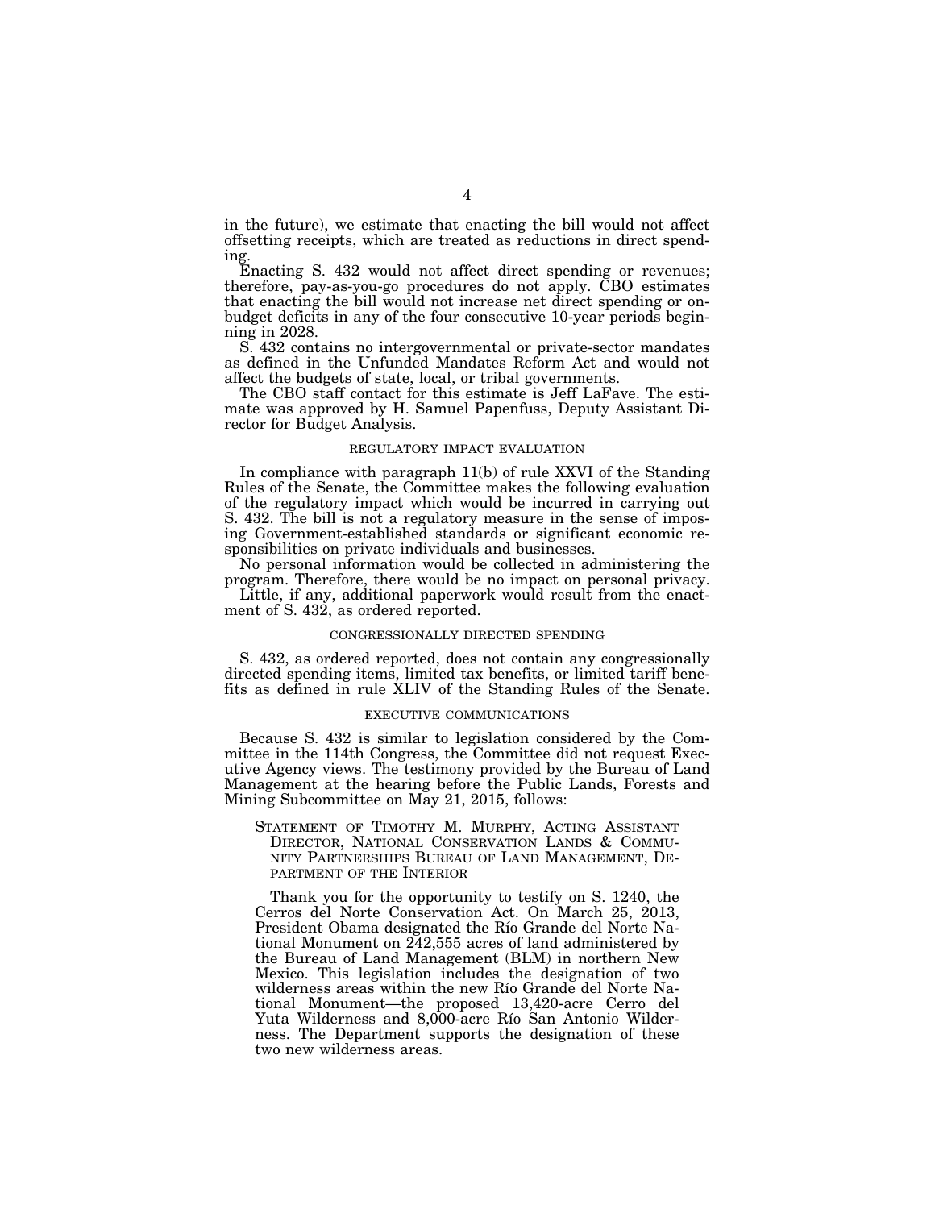in the future), we estimate that enacting the bill would not affect offsetting receipts, which are treated as reductions in direct spending.

Enacting S. 432 would not affect direct spending or revenues; therefore, pay-as-you-go procedures do not apply. CBO estimates that enacting the bill would not increase net direct spending or on-budget deficits in any of the four consecutive 10-year periods beginning in 2028.

S. 432 contains no intergovernmental or private-sector mandates as defined in the Unfunded Mandates Reform Act and would not affect the budgets of state, local, or tribal governments.

The CBO staff contact for this estimate is Jeff LaFave. The estimate was approved by H. Samuel Papenfuss, Deputy Assistant Director for Budget Analysis.

## REGULATORY IMPACT EVALUATION

In compliance with paragraph 11(b) of rule XXVI of the Standing Rules of the Senate, the Committee makes the following evaluation of the regulatory impact which would be incurred in carrying out S. 432. The bill is not a regulatory measure in the sense of imposing Government-established standards or significant economic responsibilities on private individuals and businesses.

No personal information would be collected in administering the program. Therefore, there would be no impact on personal privacy.

Little, if any, additional paperwork would result from the enactment of S. 432, as ordered reported.

## CONGRESSIONALLY DIRECTED SPENDING

S. 432, as ordered reported, does not contain any congressionally directed spending items, limited tax benefits, or limited tariff benefits as defined in rule XLIV of the Standing Rules of the Senate.

## EXECUTIVE COMMUNICATIONS

Because S. 432 is similar to legislation considered by the Committee in the 114th Congress, the Committee did not request Executive Agency views. The testimony provided by the Bureau of Land Management at the hearing before the Public Lands, Forests and Mining Subcommittee on May 21, 2015, follows:

STATEMENT OF TIMOTHY M. MURPHY, ACTING ASSISTANT DIRECTOR, NATIONAL CONSERVATION LANDS & COMMUNITY PARTNERSHIPS BUREAU OF LAND MANAGEMENT, DEPARTMENT OF THE INTERIOR

Thank you for the opportunity to testify on S. 1240, the Cerros del Norte Conservation Act. On March 25, 2013, President Obama designated the Río Grande del Norte National Monument on 242,555 acres of land administered by the Bureau of Land Management (BLM) in northern New Mexico. This legislation includes the designation of two wilderness areas within the new Río Grande del Norte National Monument—the proposed 13,420-acre Cerro del Yuta Wilderness and 8,000-acre Río San Antonio Wilderness. The Department supports the designation of these two new wilderness areas.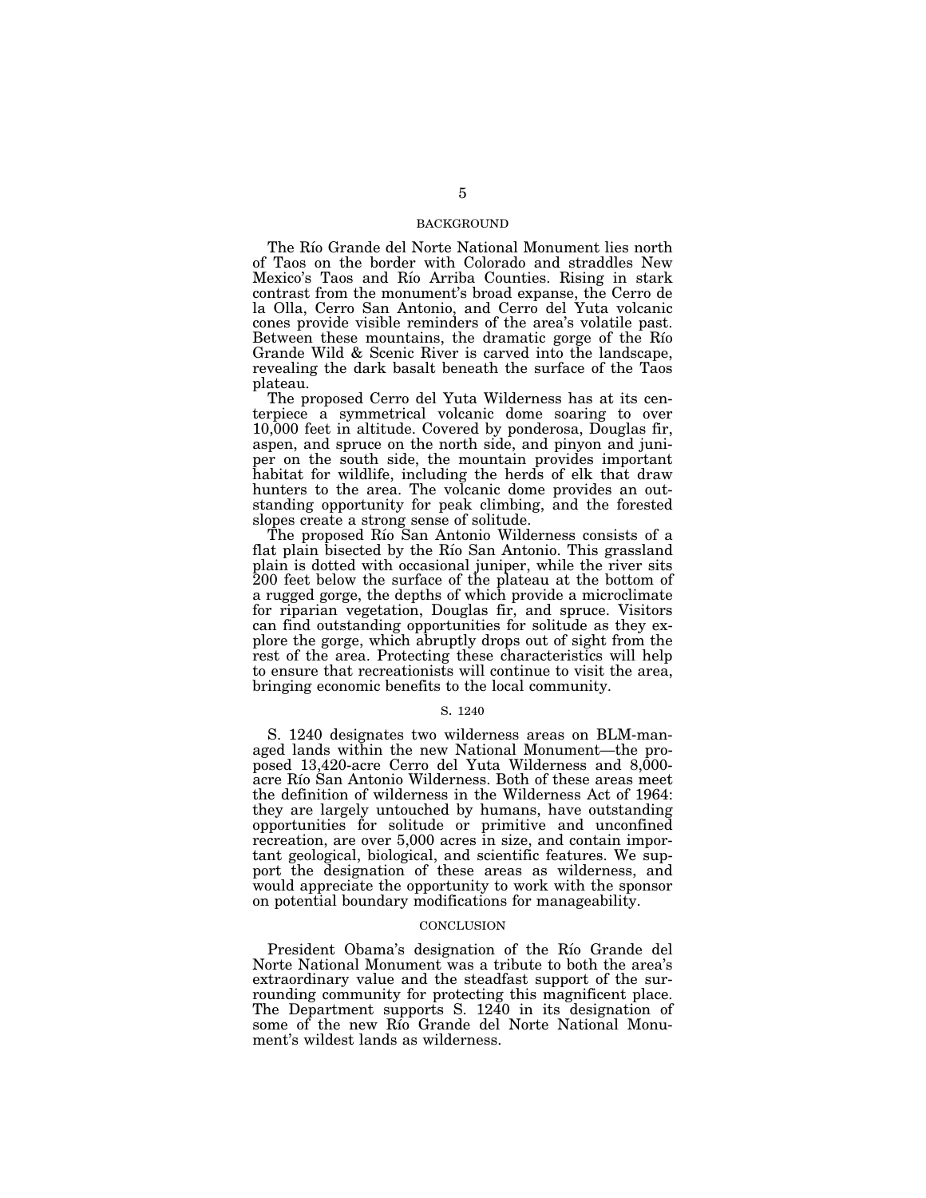## BACKGROUND

The Río Grande del Norte National Monument lies north of Taos on the border with Colorado and straddles New Mexico's Taos and Río Arriba Counties. Rising in stark contrast from the monument's broad expanse, the Cerro de la Olla, Cerro San Antonio, and Cerro del Yuta volcanic cones provide visible reminders of the area's volatile past. Between these mountains, the dramatic gorge of the Río Grande Wild & Scenic River is carved into the landscape, revealing the dark basalt beneath the surface of the Taos plateau.

The proposed Cerro del Yuta Wilderness has at its centerpiece a symmetrical volcanic dome soaring to over 10,000 feet in altitude. Covered by ponderosa, Douglas fir, aspen, and spruce on the north side, and pinyon and juniper on the south side, the mountain provides important habitat for wildlife, including the herds of elk that draw hunters to the area. The volcanic dome provides an outstanding opportunity for peak climbing, and the forested slopes create a strong sense of solitude.

The proposed Río San Antonio Wilderness consists of a flat plain bisected by the Río San Antonio. This grassland plain is dotted with occasional juniper, while the river sits 200 feet below the surface of the plateau at the bottom of a rugged gorge, the depths of which provide a microclimate for riparian vegetation, Douglas fir, and spruce. Visitors can find outstanding opportunities for solitude as they explore the gorge, which abruptly drops out of sight from the rest of the area. Protecting these characteristics will help to ensure that recreationists will continue to visit the area, bringing economic benefits to the local community.

## S. 1240

S. 1240 designates two wilderness areas on BLM-managed lands within the new National Monument—the proposed 13,420-acre Cerro del Yuta Wilderness and 8,000-acre Río San Antonio Wilderness. Both of these areas meet the definition of wilderness in the Wilderness Act of 1964: they are largely untouched by humans, have outstanding opportunities for solitude or primitive and unconfined recreation, are over 5,000 acres in size, and contain important geological, biological, and scientific features. We support the designation of these areas as wilderness, and would appreciate the opportunity to work with the sponsor on potential boundary modifications for manageability.

## CONCLUSION

President Obama's designation of the Río Grande del Norte National Monument was a tribute to both the area's extraordinary value and the steadfast support of the surrounding community for protecting this magnificent place. The Department supports S. 1240 in its designation of some of the new Río Grande del Norte National Monument's wildest lands as wilderness.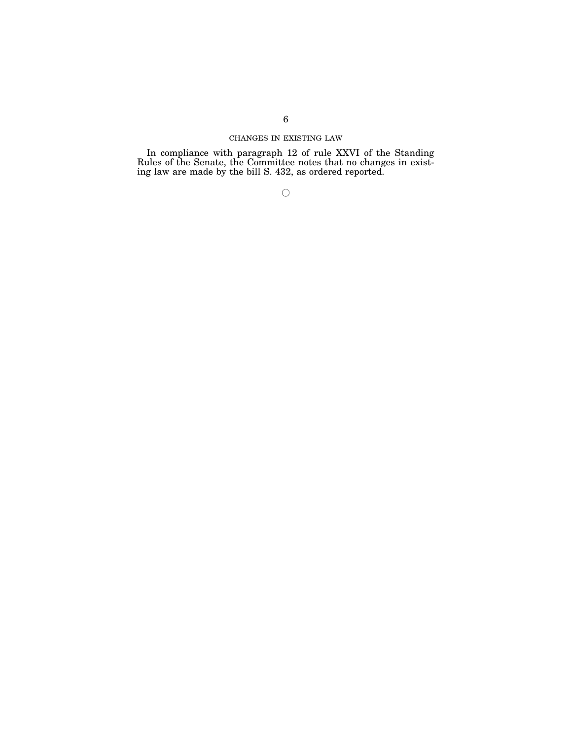## CHANGES IN EXISTING LAW

In compliance with paragraph 12 of rule XXVI of the Standing Rules of the Senate, the Committee notes that no changes in existing law are made by the bill S. 432, as ordered reported.

○